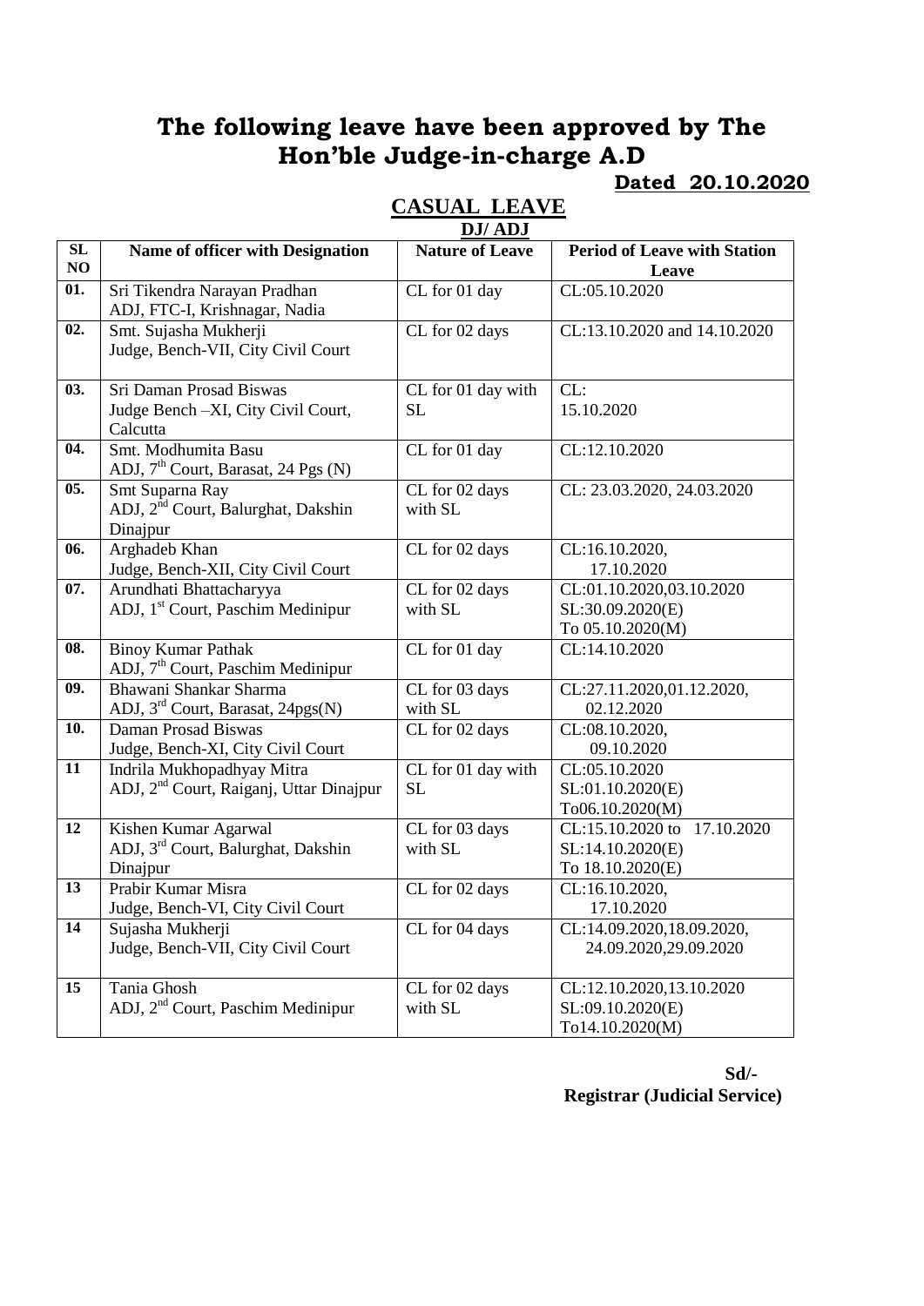# The following leave have been approved by The Hon'ble Judge-in-charge A.D

**Dated 20.10.2020**

## CASUAL LEAVE

**DJ/ ADJ**

| SL NO | Name of officer with Designation | Nature of Leave | Period of Leave with Station Leave |
|---|---|---|---|
| 01. | Sri Tikendra Narayan Pradhan ADJ, FTC-I, Krishnagar, Nadia | CL for 01 day | CL:05.10.2020 |
| 02. | Smt. Sujasha Mukherji Judge, Bench-VII, City Civil Court | CL for 02 days | CL:13.10.2020 and 14.10.2020 |
| 03. | Sri Daman Prosad Biswas Judge Bench –XI, City Civil Court, Calcutta | CL for 01 day with SL | CL: 15.10.2020 |
| 04. | Smt. Modhumita Basu ADJ, 7th Court, Barasat, 24 Pgs (N) | CL for 01 day | CL:12.10.2020 |
| 05. | Smt Suparna Ray ADJ, 2nd Court, Balurghat, Dakshin Dinajpur | CL for 02 days with SL | CL: 23.03.2020, 24.03.2020 |
| 06. | Arghadeb Khan Judge, Bench-XII, City Civil Court | CL for 02 days | CL:16.10.2020, 17.10.2020 |
| 07. | Arundhati Bhattacharyya ADJ, 1st Court, Paschim Medinipur | CL for 02 days with SL | CL:01.10.2020,03.10.2020 SL:30.09.2020(E) To 05.10.2020(M) |
| 08. | Binoy Kumar Pathak ADJ, 7th Court, Paschim Medinipur | CL for 01 day | CL:14.10.2020 |
| 09. | Bhawani Shankar Sharma ADJ, 3rd Court, Barasat, 24pgs(N) | CL for 03 days with SL | CL:27.11.2020,01.12.2020, 02.12.2020 |
| 10. | Daman Prosad Biswas Judge, Bench-XI, City Civil Court | CL for 02 days | CL:08.10.2020, 09.10.2020 |
| 11 | Indrila Mukhopadhyay Mitra ADJ, 2nd Court, Raiganj, Uttar Dinajpur | CL for 01 day with SL | CL:05.10.2020 SL:01.10.2020(E) To06.10.2020(M) |
| 12 | Kishen Kumar Agarwal ADJ, 3rd Court, Balurghat, Dakshin Dinajpur | CL for 03 days with SL | CL:15.10.2020 to 17.10.2020 SL:14.10.2020(E) To 18.10.2020(E) |
| 13 | Prabir Kumar Misra Judge, Bench-VI, City Civil Court | CL for 02 days | CL:16.10.2020, 17.10.2020 |
| 14 | Sujasha Mukherji Judge, Bench-VII, City Civil Court | CL for 04 days | CL:14.09.2020,18.09.2020, 24.09.2020,29.09.2020 |
| 15 | Tania Ghosh ADJ, 2nd Court, Paschim Medinipur | CL for 02 days with SL | CL:12.10.2020,13.10.2020 SL:09.10.2020(E) To14.10.2020(M) |

**Sd/-**
**Registrar (Judicial Service)**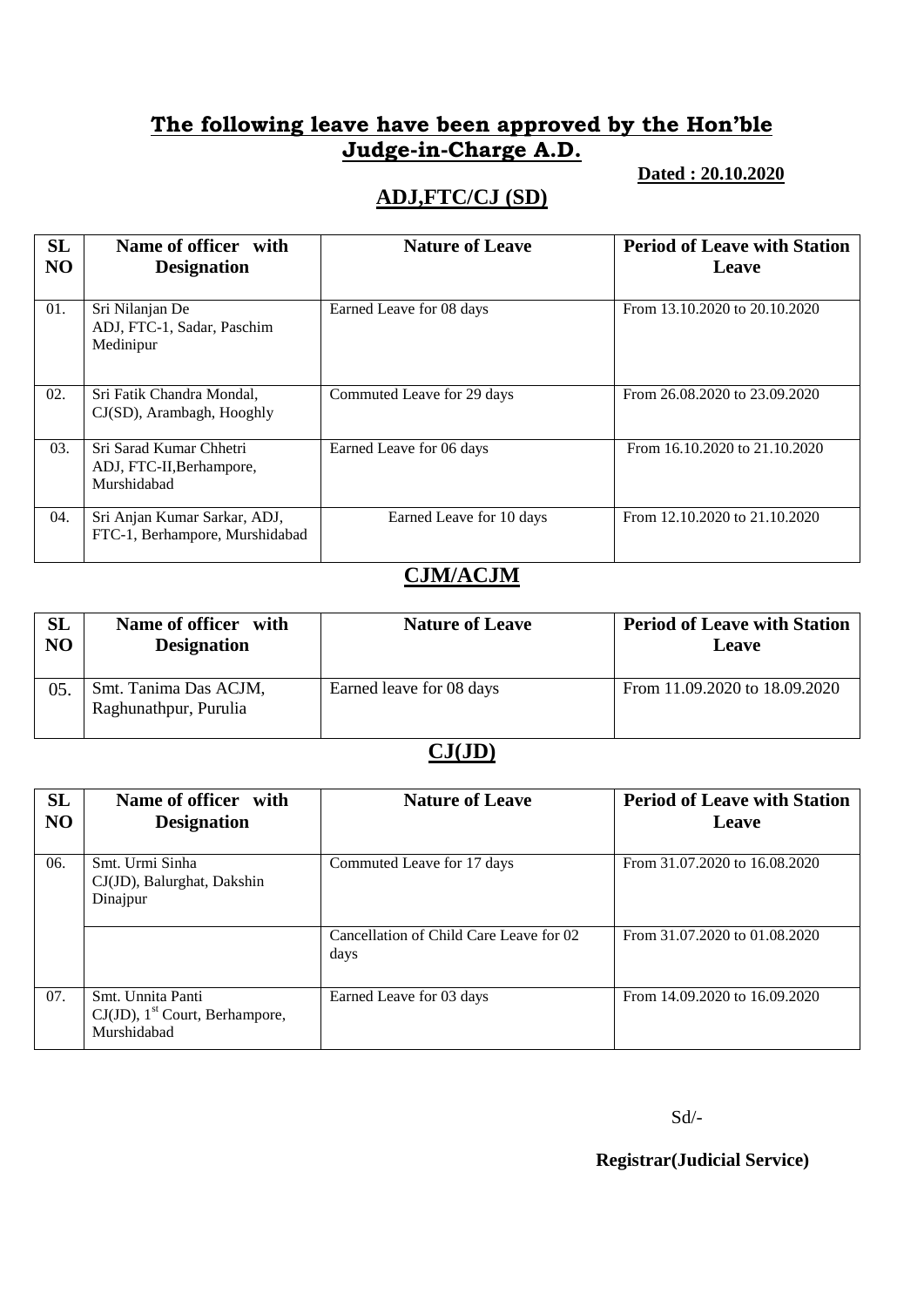## The following leave have been approved by the Hon'ble Judge-in-Charge A.D.

**Dated : 20.10.2020**

### ADJ,FTC/CJ (SD)

| SL NO | Name of officer with Designation | Nature of Leave | Period of Leave with Station Leave |
|---|---|---|---|
| 01. | Sri Nilanjan De ADJ, FTC-1, Sadar, Paschim Medinipur | Earned Leave for 08 days | From 13.10.2020 to 20.10.2020 |
| 02. | Sri Fatik Chandra Mondal, CJ(SD), Arambagh, Hooghly | Commuted Leave for 29 days | From 26.08.2020 to 23.09.2020 |
| 03. | Sri Sarad Kumar Chhetri ADJ, FTC-II,Berhampore, Murshidabad | Earned Leave for 06 days | From 16.10.2020 to 21.10.2020 |
| 04. | Sri Anjan Kumar Sarkar, ADJ, FTC-1, Berhampore, Murshidabad | Earned Leave for 10 days | From 12.10.2020 to 21.10.2020 |

### CJM/ACJM

| SL NO | Name of officer with Designation | Nature of Leave | Period of Leave with Station Leave |
|---|---|---|---|
| 05. | Smt. Tanima Das ACJM, Raghunathpur, Purulia | Earned leave for 08 days | From 11.09.2020 to 18.09.2020 |

### CJ(JD)

| SL NO | Name of officer with Designation | Nature of Leave | Period of Leave with Station Leave |
|---|---|---|---|
| 06. | Smt. Urmi Sinha CJ(JD), Balurghat, Dakshin Dinajpur | Commuted Leave for 17 days | From 31.07.2020 to 16.08.2020 |
| | | Cancellation of Child Care Leave for 02 days | From 31.07.2020 to 01.08.2020 |
| 07. | Smt. Unnita Panti CJ(JD), 1st Court, Berhampore, Murshidabad | Earned Leave for 03 days | From 14.09.2020 to 16.09.2020 |

Sd/-

**Registrar(Judicial Service)**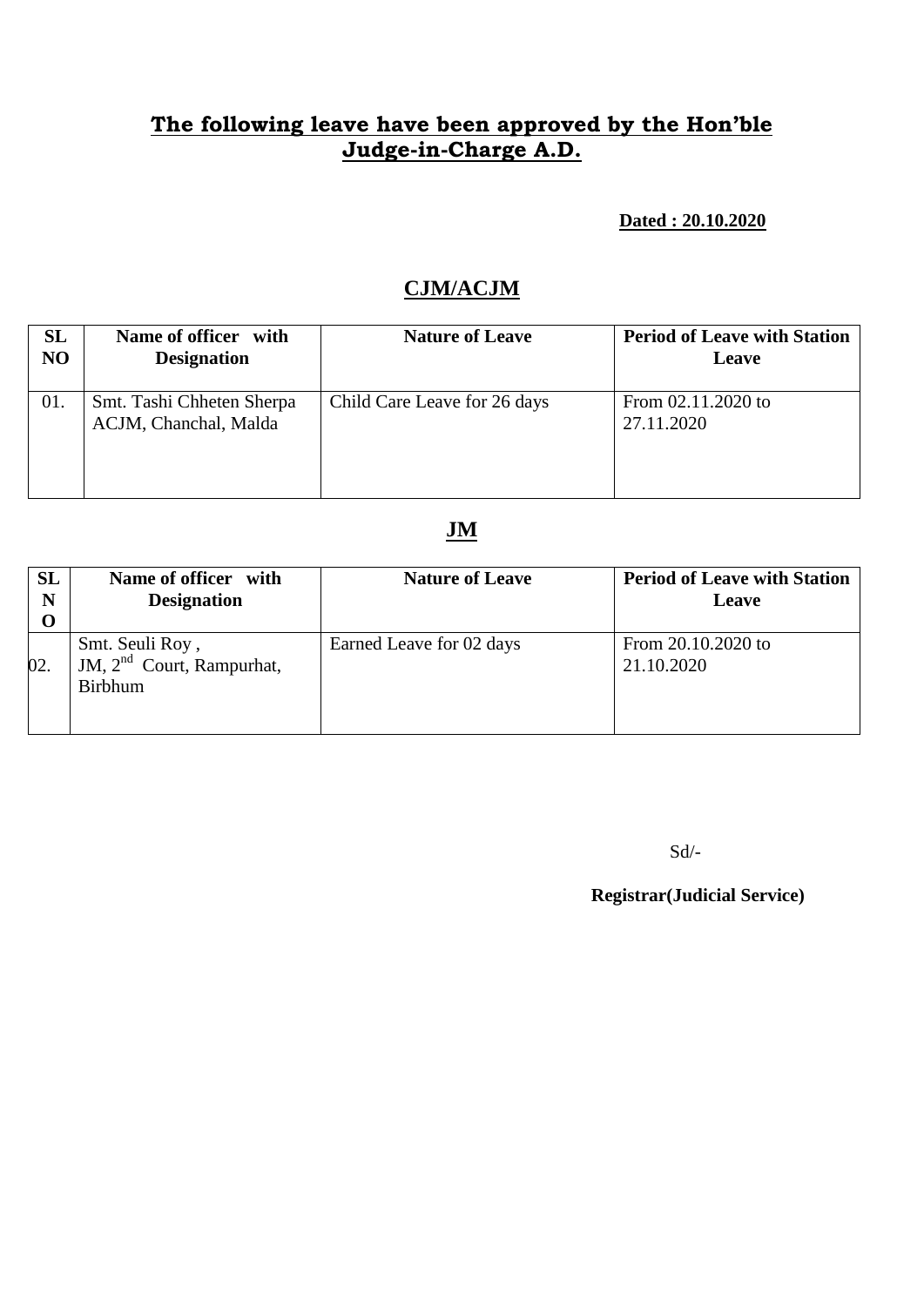## **The following leave have been approved by the Hon'ble Judge-in-Charge A.D.**

**Dated : 20.10.2020**

## **CJM/ACJM**

| SL NO | Name of officer with Designation | Nature of Leave | Period of Leave with Station Leave |
|---|---|---|---|
| 01. | Smt. Tashi Chheten Sherpa ACJM, Chanchal, Malda | Child Care Leave for 26 days | From 02.11.2020 to 27.11.2020 |

## **JM**

| SL NO | Name of officer with Designation | Nature of Leave | Period of Leave with Station Leave |
|---|---|---|---|
| 02. | Smt. Seuli Roy , JM, 2nd Court, Rampurhat, Birbhum | Earned Leave for 02 days | From 20.10.2020 to 21.10.2020 |

Sd/-

**Registrar(Judicial Service)**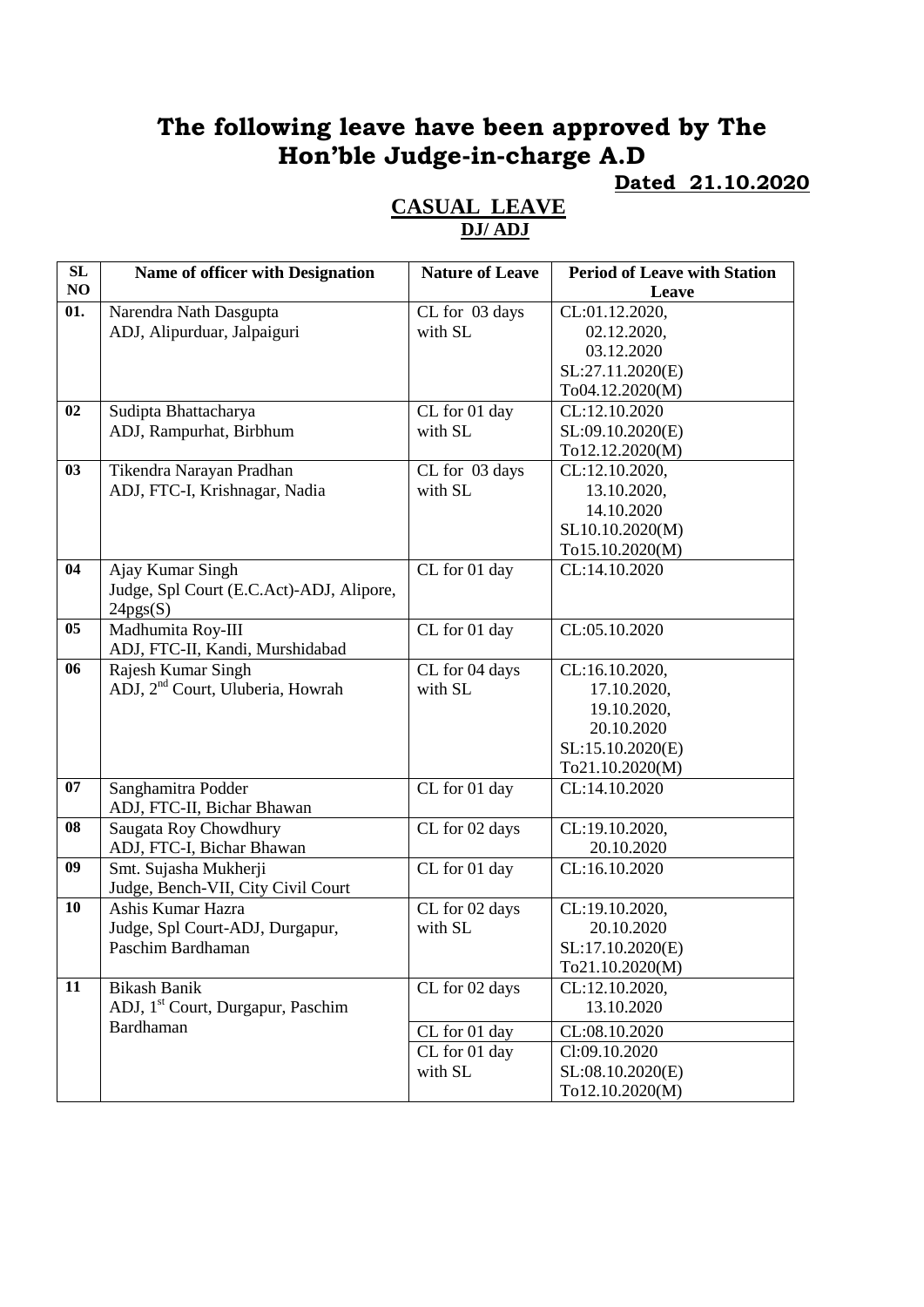# The following leave have been approved by The Hon'ble Judge-in-charge A.D

**Dated 21.10.2020**

## CASUAL LEAVE

### DJ/ ADJ

| SL NO | Name of officer with Designation | Nature of Leave | Period of Leave with Station Leave |
|---|---|---|---|
| 01. | Narendra Nath Dasgupta<br>ADJ, Alipurduar, Jalpaiguri | CL for 03 days with SL | CL:01.12.2020,<br>02.12.2020,<br>03.12.2020<br>SL:27.11.2020(E)<br>To04.12.2020(M) |
| 02 | Sudipta Bhattacharya<br>ADJ, Rampurhat, Birbhum | CL for 01 day with SL | CL:12.10.2020<br>SL:09.10.2020(E)<br>To12.12.2020(M) |
| 03 | Tikendra Narayan Pradhan<br>ADJ, FTC-I, Krishnagar, Nadia | CL for 03 days with SL | CL:12.10.2020,<br>13.10.2020,<br>14.10.2020<br>SL10.10.2020(M)<br>To15.10.2020(M) |
| 04 | Ajay Kumar Singh<br>Judge, Spl Court (E.C.Act)-ADJ, Alipore, 24pgs(S) | CL for 01 day | CL:14.10.2020 |
| 05 | Madhumita Roy-III<br>ADJ, FTC-II, Kandi, Murshidabad | CL for 01 day | CL:05.10.2020 |
| 06 | Rajesh Kumar Singh<br>ADJ, 2nd Court, Uluberia, Howrah | CL for 04 days with SL | CL:16.10.2020,<br>17.10.2020,<br>19.10.2020,<br>20.10.2020<br>SL:15.10.2020(E)<br>To21.10.2020(M) |
| 07 | Sanghamitra Podder<br>ADJ, FTC-II, Bichar Bhawan | CL for 01 day | CL:14.10.2020 |
| 08 | Saugata Roy Chowdhury<br>ADJ, FTC-I, Bichar Bhawan | CL for 02 days | CL:19.10.2020,<br>20.10.2020 |
| 09 | Smt. Sujasha Mukherji<br>Judge, Bench-VII, City Civil Court | CL for 01 day | CL:16.10.2020 |
| 10 | Ashis Kumar Hazra<br>Judge, Spl Court-ADJ, Durgapur, Paschim Bardhaman | CL for 02 days with SL | CL:19.10.2020,<br>20.10.2020<br>SL:17.10.2020(E)<br>To21.10.2020(M) |
| 11 | Bikash Banik<br>ADJ, 1st Court, Durgapur, Paschim Bardhaman | CL for 02 days | CL:12.10.2020,<br>13.10.2020 |
| | | CL for 01 day | CL:08.10.2020 |
| | | CL for 01 day with SL | Cl:09.10.2020<br>SL:08.10.2020(E)<br>To12.10.2020(M) |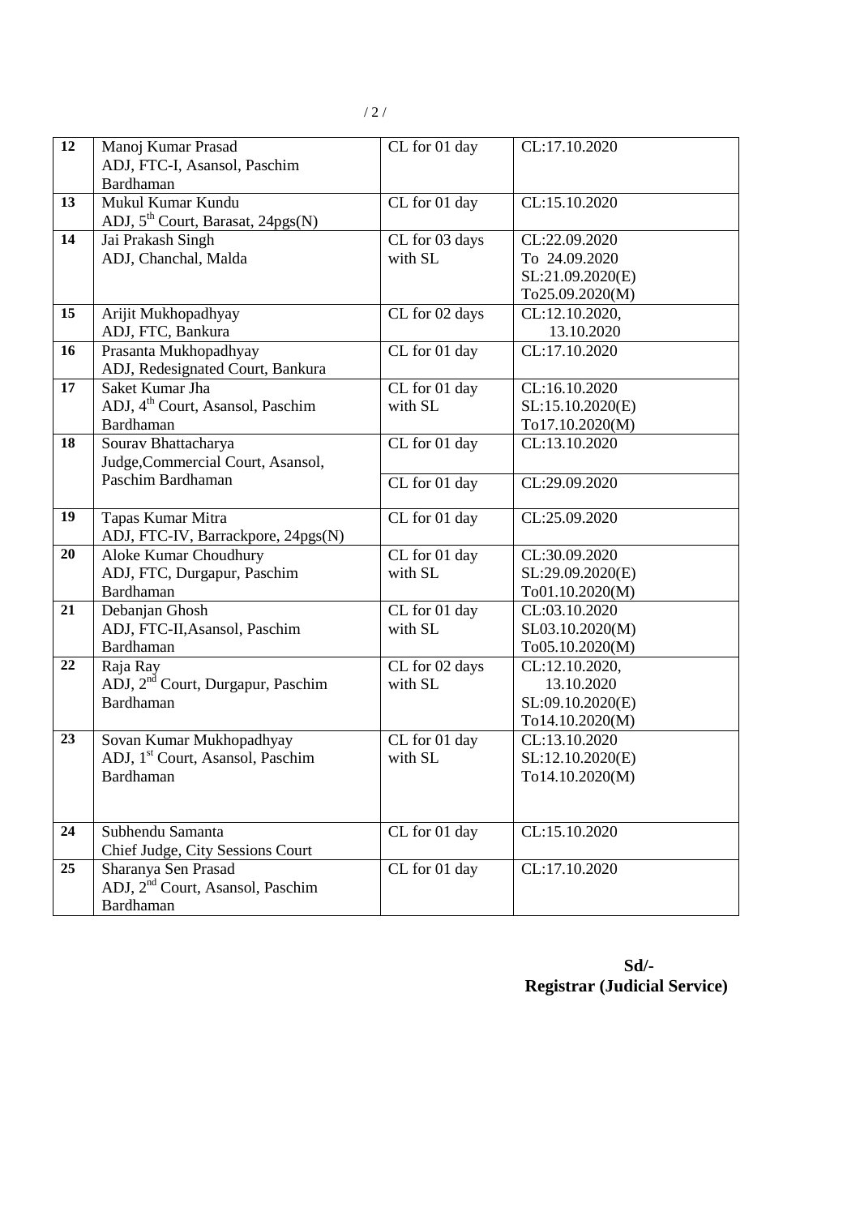| 12 | Manoj Kumar Prasad<br>ADJ, FTC-I, Asansol, Paschim Bardhaman | CL for 01 day | CL:17.10.2020 |
|---|---|---|---|
| 13 | Mukul Kumar Kundu<br>ADJ, 5th Court, Barasat, 24pgs(N) | CL for 01 day | CL:15.10.2020 |
| 14 | Jai Prakash Singh<br>ADJ, Chanchal, Malda | CL for 03 days with SL | CL:22.09.2020 To 24.09.2020<br>SL:21.09.2020(E) To25.09.2020(M) |
| 15 | Arijit Mukhopadhyay<br>ADJ, FTC, Bankura | CL for 02 days | CL:12.10.2020, 13.10.2020 |
| 16 | Prasanta Mukhopadhyay<br>ADJ, Redesignated Court, Bankura | CL for 01 day | CL:17.10.2020 |
| 17 | Saket Kumar Jha<br>ADJ, 4th Court, Asansol, Paschim Bardhaman | CL for 01 day with SL | CL:16.10.2020<br>SL:15.10.2020(E) To17.10.2020(M) |
| 18 | Sourav Bhattacharya<br>Judge,Commercial Court, Asansol, Paschim Bardhaman | CL for 01 day | CL:13.10.2020 |
| | | CL for 01 day | CL:29.09.2020 |
| 19 | Tapas Kumar Mitra<br>ADJ, FTC-IV, Barrackpore, 24pgs(N) | CL for 01 day | CL:25.09.2020 |
| 20 | Aloke Kumar Choudhury<br>ADJ, FTC, Durgapur, Paschim Bardhaman | CL for 01 day with SL | CL:30.09.2020<br>SL:29.09.2020(E) To01.10.2020(M) |
| 21 | Debanjan Ghosh<br>ADJ, FTC-II,Asansol, Paschim Bardhaman | CL for 01 day with SL | CL:03.10.2020<br>SL03.10.2020(M) To05.10.2020(M) |
| 22 | Raja Ray<br>ADJ, 2nd Court, Durgapur, Paschim Bardhaman | CL for 02 days with SL | CL:12.10.2020, 13.10.2020<br>SL:09.10.2020(E) To14.10.2020(M) |
| 23 | Sovan Kumar Mukhopadhyay<br>ADJ, 1st Court, Asansol, Paschim Bardhaman | CL for 01 day with SL | CL:13.10.2020<br>SL:12.10.2020(E) To14.10.2020(M) |
| 24 | Subhendu Samanta<br>Chief Judge, City Sessions Court | CL for 01 day | CL:15.10.2020 |
| 25 | Sharanya Sen Prasad<br>ADJ, 2nd Court, Asansol, Paschim Bardhaman | CL for 01 day | CL:17.10.2020 |

**Sd/-**
**Registrar (Judicial Service)**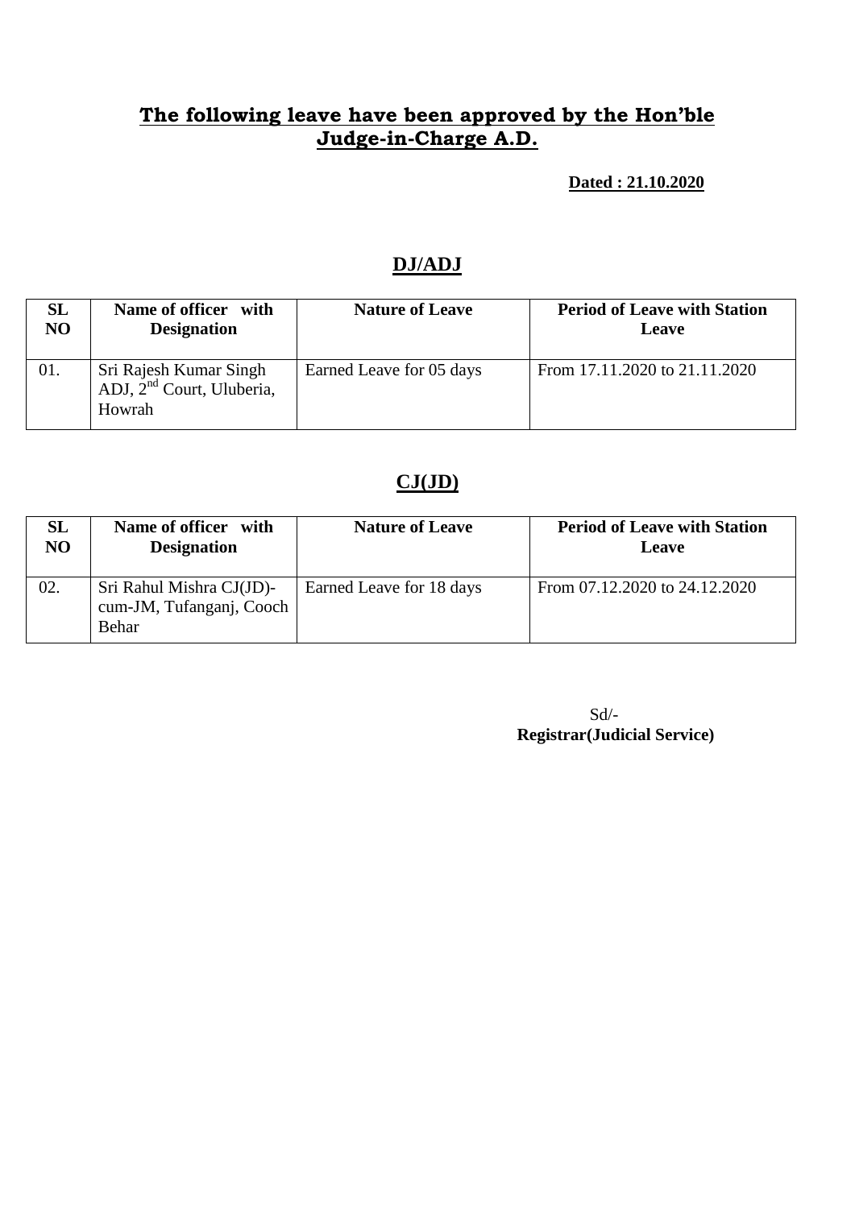## The following leave have been approved by the Hon'ble Judge-in-Charge A.D.

**Dated : 21.10.2020**

### DJ/ADJ

| SL NO | Name of officer with Designation | Nature of Leave | Period of Leave with Station Leave |
|---|---|---|---|
| 01. | Sri Rajesh Kumar Singh ADJ, 2nd Court, Uluberia, Howrah | Earned Leave for 05 days | From 17.11.2020 to 21.11.2020 |

### CJ(JD)

| SL NO | Name of officer with Designation | Nature of Leave | Period of Leave with Station Leave |
|---|---|---|---|
| 02. | Sri Rahul Mishra CJ(JD)-cum-JM, Tufanganj, Cooch Behar | Earned Leave for 18 days | From 07.12.2020 to 24.12.2020 |

Sd/-
**Registrar(Judicial Service)**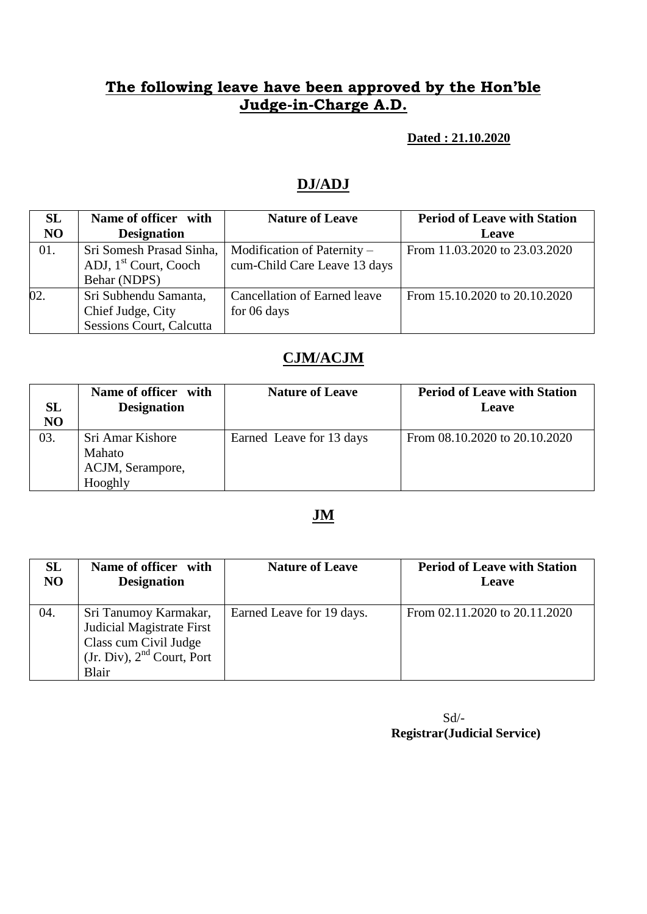## **The following leave have been approved by the Hon'ble Judge-in-Charge A.D.**

**Dated : 21.10.2020**

## DJ/ADJ

| SL NO | Name of officer with Designation | Nature of Leave | Period of Leave with Station Leave |
|---|---|---|---|
| 01. | Sri Somesh Prasad Sinha, ADJ, 1st Court, Cooch Behar (NDPS) | Modification of Paternity – cum-Child Care Leave 13 days | From 11.03.2020 to 23.03.2020 |
| 02. | Sri Subhendu Samanta, Chief Judge, City Sessions Court, Calcutta | Cancellation of Earned leave for 06 days | From 15.10.2020 to 20.10.2020 |

## CJM/ACJM

| SL NO | Name of officer with Designation | Nature of Leave | Period of Leave with Station Leave |
|---|---|---|---|
| 03. | Sri Amar Kishore Mahato ACJM, Serampore, Hooghly | Earned Leave for 13 days | From 08.10.2020 to 20.10.2020 |

## JM

| SL NO | Name of officer with Designation | Nature of Leave | Period of Leave with Station Leave |
|---|---|---|---|
| 04. | Sri Tanumoy Karmakar, Judicial Magistrate First Class cum Civil Judge (Jr. Div), 2nd Court, Port Blair | Earned Leave for 19 days. | From 02.11.2020 to 20.11.2020 |

Sd/-
**Registrar(Judicial Service)**